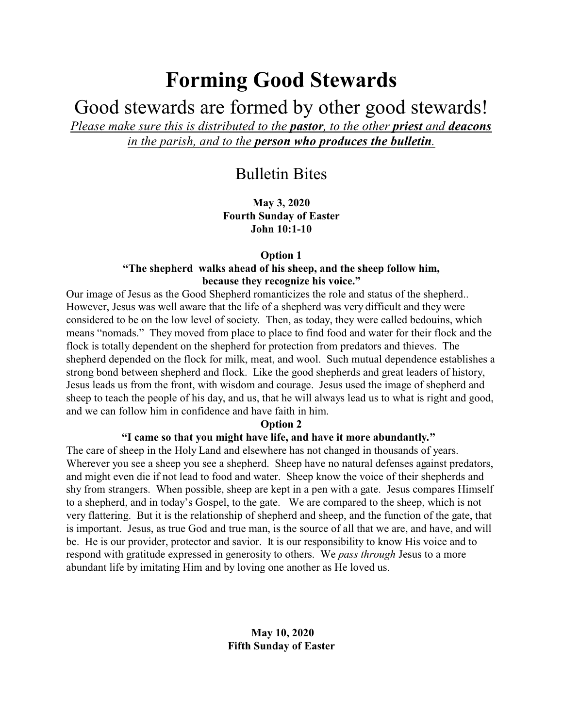# Forming Good Stewards

## Good stewards are formed by other good stewards!

*<u>Please make sure this is distributed to the **pastor**, to the other **priest** and **deacons** in the parish, and to the **person who produces the bulletin**.</u>*

## Bulletin Bites

**May 3, 2020**
**Fourth Sunday of Easter**
**John 10:1-10**

**Option 1**
**"The shepherd walks ahead of his sheep, and the sheep follow him, because they recognize his voice."**

Our image of Jesus as the Good Shepherd romanticizes the role and status of the shepherd.. However, Jesus was well aware that the life of a shepherd was very difficult and they were considered to be on the low level of society. Then, as today, they were called bedouins, which means "nomads." They moved from place to place to find food and water for their flock and the flock is totally dependent on the shepherd for protection from predators and thieves. The shepherd depended on the flock for milk, meat, and wool. Such mutual dependence establishes a strong bond between shepherd and flock. Like the good shepherds and great leaders of history, Jesus leads us from the front, with wisdom and courage. Jesus used the image of shepherd and sheep to teach the people of his day, and us, that he will always lead us to what is right and good, and we can follow him in confidence and have faith in him.

**Option 2**
**"I came so that you might have life, and have it more abundantly."**

The care of sheep in the Holy Land and elsewhere has not changed in thousands of years. Wherever you see a sheep you see a shepherd. Sheep have no natural defenses against predators, and might even die if not lead to food and water. Sheep know the voice of their shepherds and shy from strangers. When possible, sheep are kept in a pen with a gate. Jesus compares Himself to a shepherd, and in today's Gospel, to the gate. We are compared to the sheep, which is not very flattering. But it is the relationship of shepherd and sheep, and the function of the gate, that is important. Jesus, as true God and true man, is the source of all that we are, and have, and will be. He is our provider, protector and savior. It is our responsibility to know His voice and to respond with gratitude expressed in generosity to others. We *pass through* Jesus to a more abundant life by imitating Him and by loving one another as He loved us.

**May 10, 2020**
**Fifth Sunday of Easter**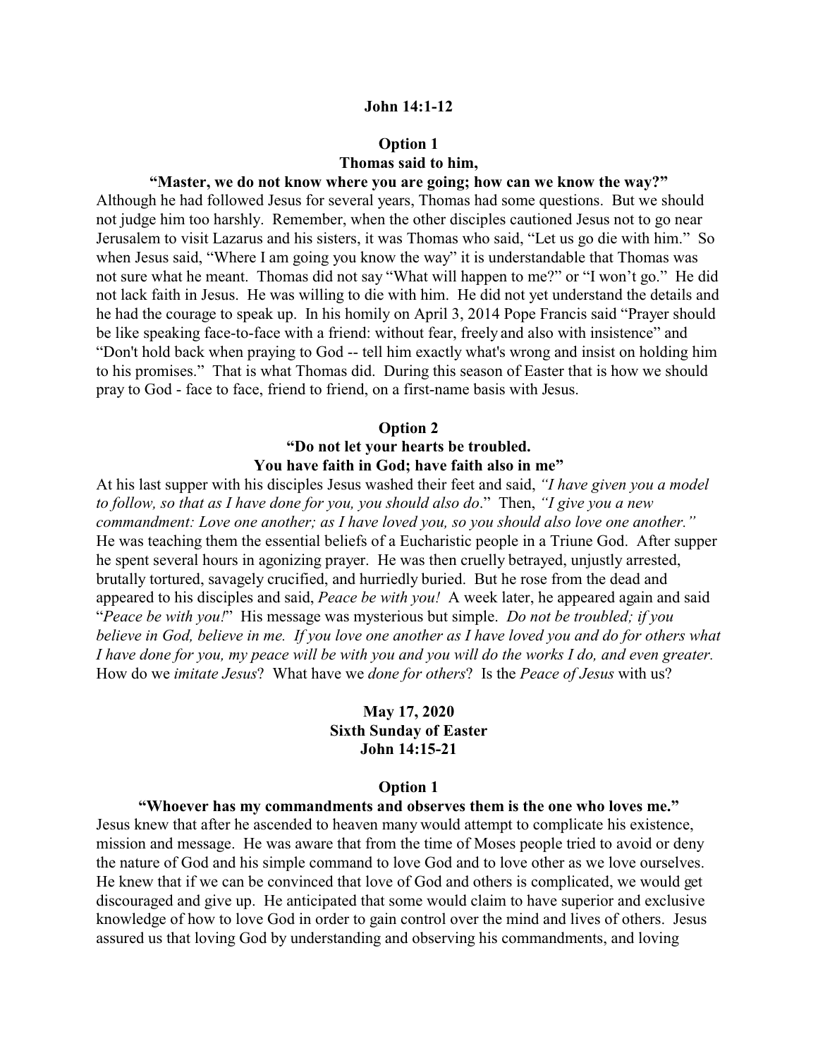**John 14:1-12**

**Option 1**

**Thomas said to him,**

**"Master, we do not know where you are going; how can we know the way?"**

Although he had followed Jesus for several years, Thomas had some questions. But we should not judge him too harshly. Remember, when the other disciples cautioned Jesus not to go near Jerusalem to visit Lazarus and his sisters, it was Thomas who said, "Let us go die with him." So when Jesus said, "Where I am going you know the way" it is understandable that Thomas was not sure what he meant. Thomas did not say "What will happen to me?" or "I won't go." He did not lack faith in Jesus. He was willing to die with him. He did not yet understand the details and he had the courage to speak up. In his homily on April 3, 2014 Pope Francis said "Prayer should be like speaking face-to-face with a friend: without fear, freely and also with insistence" and "Don't hold back when praying to God -- tell him exactly what's wrong and insist on holding him to his promises." That is what Thomas did. During this season of Easter that is how we should pray to God - face to face, friend to friend, on a first-name basis with Jesus.

**Option 2**

**"Do not let your hearts be troubled.**
**You have faith in God; have faith also in me"**

At his last supper with his disciples Jesus washed their feet and said, *"I have given you a model to follow, so that as I have done for you, you should also do*." Then, *"I give you a new commandment: Love one another; as I have loved you, so you should also love one another."* He was teaching them the essential beliefs of a Eucharistic people in a Triune God. After supper he spent several hours in agonizing prayer. He was then cruelly betrayed, unjustly arrested, brutally tortured, savagely crucified, and hurriedly buried. But he rose from the dead and appeared to his disciples and said, *Peace be with you!* A week later, he appeared again and said "*Peace be with you!*" His message was mysterious but simple. *Do not be troubled; if you believe in God, believe in me. If you love one another as I have loved you and do for others what I have done for you, my peace will be with you and you will do the works I do, and even greater.* How do we *imitate Jesus*? What have we *done for others*? Is the *Peace of Jesus* with us?

**May 17, 2020**
**Sixth Sunday of Easter**
**John 14:15-21**

**Option 1**

**"Whoever has my commandments and observes them is the one who loves me."**

Jesus knew that after he ascended to heaven many would attempt to complicate his existence, mission and message. He was aware that from the time of Moses people tried to avoid or deny the nature of God and his simple command to love God and to love other as we love ourselves. He knew that if we can be convinced that love of God and others is complicated, we would get discouraged and give up. He anticipated that some would claim to have superior and exclusive knowledge of how to love God in order to gain control over the mind and lives of others. Jesus assured us that loving God by understanding and observing his commandments, and loving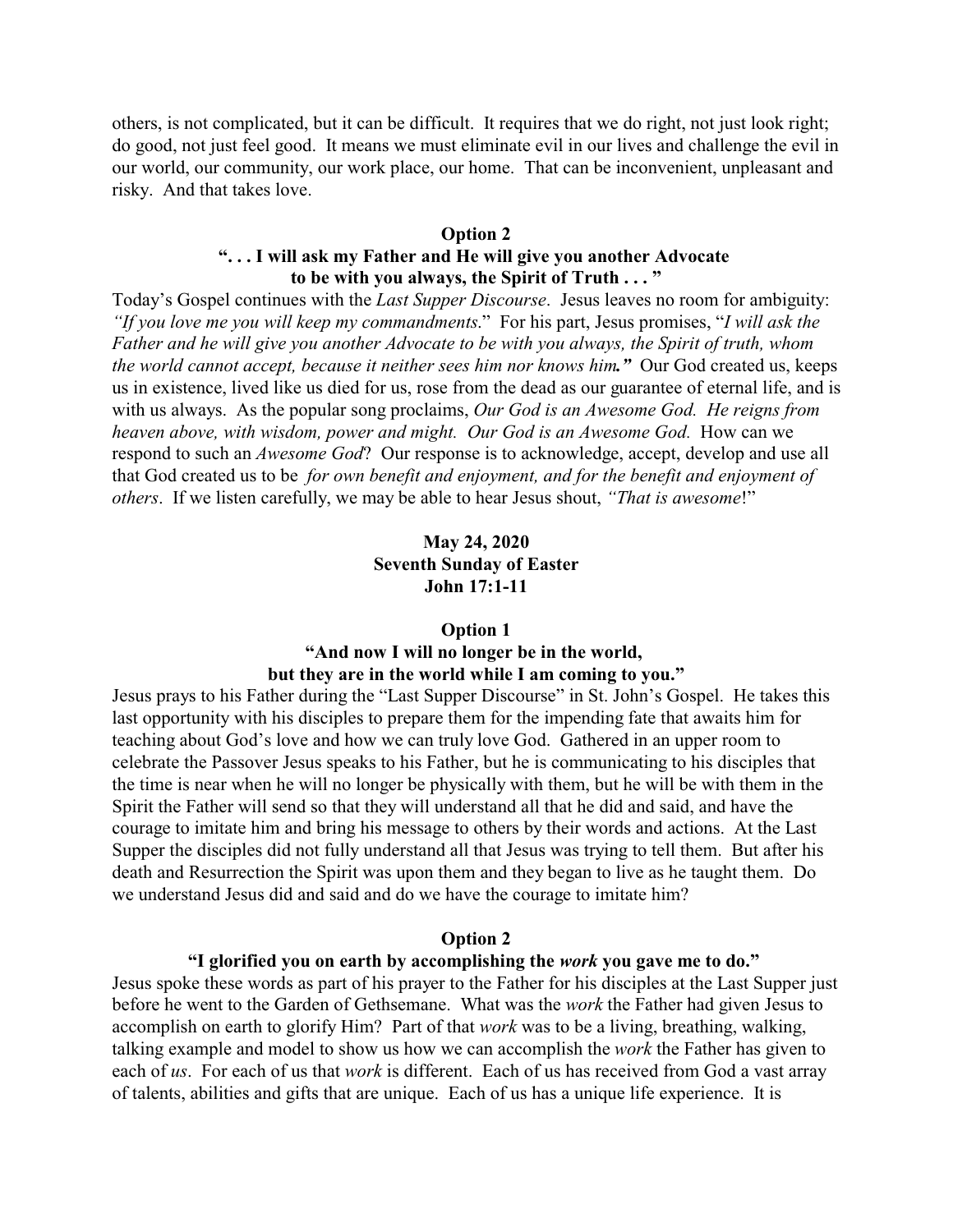others, is not complicated, but it can be difficult. It requires that we do right, not just look right; do good, not just feel good. It means we must eliminate evil in our lives and challenge the evil in our world, our community, our work place, our home. That can be inconvenient, unpleasant and risky. And that takes love.

**Option 2**

**". . . I will ask my Father and He will give you another Advocate to be with you always, the Spirit of Truth . . . "**

Today's Gospel continues with the *Last Supper Discourse*. Jesus leaves no room for ambiguity: *"If you love me you will keep my commandments*." For his part, Jesus promises, "*I will ask the Father and he will give you another Advocate to be with you always, the Spirit of truth, whom the world cannot accept, because it neither sees him nor knows him.***"** Our God created us, keeps us in existence, lived like us died for us, rose from the dead as our guarantee of eternal life, and is with us always. As the popular song proclaims, *Our God is an Awesome God. He reigns from heaven above, with wisdom, power and might. Our God is an Awesome God.* How can we respond to such an *Awesome God*? Our response is to acknowledge, accept, develop and use all that God created us to be *for own benefit and enjoyment, and for the benefit and enjoyment of others*. If we listen carefully, we may be able to hear Jesus shout, *"That is awesome*!"

**May 24, 2020**
**Seventh Sunday of Easter**
**John 17:1-11**

**Option 1**

**"And now I will no longer be in the world, but they are in the world while I am coming to you."**

Jesus prays to his Father during the "Last Supper Discourse" in St. John's Gospel. He takes this last opportunity with his disciples to prepare them for the impending fate that awaits him for teaching about God's love and how we can truly love God. Gathered in an upper room to celebrate the Passover Jesus speaks to his Father, but he is communicating to his disciples that the time is near when he will no longer be physically with them, but he will be with them in the Spirit the Father will send so that they will understand all that he did and said, and have the courage to imitate him and bring his message to others by their words and actions. At the Last Supper the disciples did not fully understand all that Jesus was trying to tell them. But after his death and Resurrection the Spirit was upon them and they began to live as he taught them. Do we understand Jesus did and said and do we have the courage to imitate him?

**Option 2**

**"I glorified you on earth by accomplishing the *work* you gave me to do."**

Jesus spoke these words as part of his prayer to the Father for his disciples at the Last Supper just before he went to the Garden of Gethsemane. What was the *work* the Father had given Jesus to accomplish on earth to glorify Him? Part of that *work* was to be a living, breathing, walking, talking example and model to show us how we can accomplish the *work* the Father has given to each of *us*. For each of us that *work* is different. Each of us has received from God a vast array of talents, abilities and gifts that are unique. Each of us has a unique life experience. It is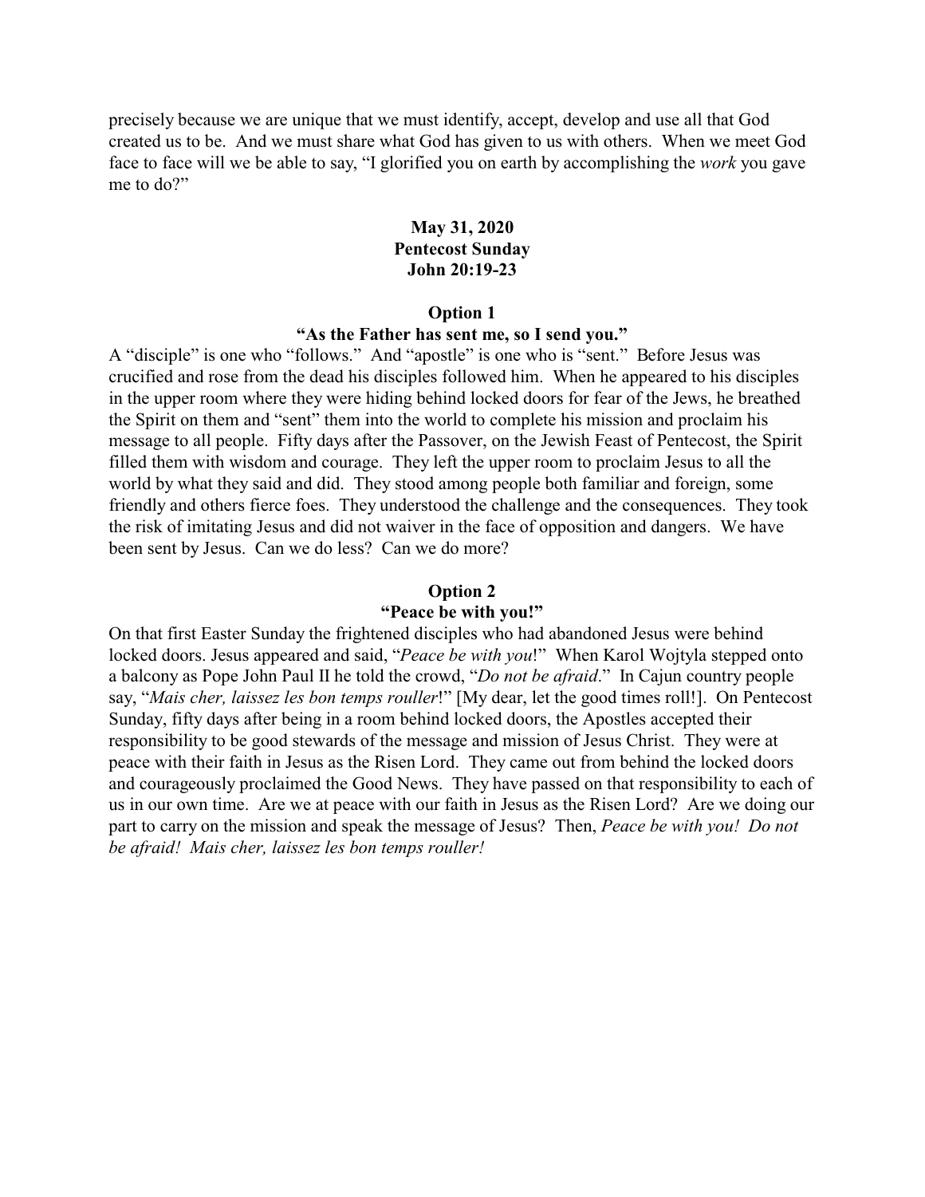precisely because we are unique that we must identify, accept, develop and use all that God created us to be. And we must share what God has given to us with others. When we meet God face to face will we be able to say, "I glorified you on earth by accomplishing the *work* you gave me to do?"

**May 31, 2020**
**Pentecost Sunday**
**John 20:19-23**

**Option 1**
**"As the Father has sent me, so I send you."**

A "disciple" is one who "follows." And "apostle" is one who is "sent." Before Jesus was crucified and rose from the dead his disciples followed him. When he appeared to his disciples in the upper room where they were hiding behind locked doors for fear of the Jews, he breathed the Spirit on them and "sent" them into the world to complete his mission and proclaim his message to all people. Fifty days after the Passover, on the Jewish Feast of Pentecost, the Spirit filled them with wisdom and courage. They left the upper room to proclaim Jesus to all the world by what they said and did. They stood among people both familiar and foreign, some friendly and others fierce foes. They understood the challenge and the consequences. They took the risk of imitating Jesus and did not waiver in the face of opposition and dangers. We have been sent by Jesus. Can we do less? Can we do more?

**Option 2**
**"Peace be with you!"**

On that first Easter Sunday the frightened disciples who had abandoned Jesus were behind locked doors. Jesus appeared and said, "*Peace be with you*!" When Karol Wojtyla stepped onto a balcony as Pope John Paul II he told the crowd, "*Do not be afraid*." In Cajun country people say, "*Mais cher, laissez les bon temps rouller*!" [My dear, let the good times roll!]. On Pentecost Sunday, fifty days after being in a room behind locked doors, the Apostles accepted their responsibility to be good stewards of the message and mission of Jesus Christ. They were at peace with their faith in Jesus as the Risen Lord. They came out from behind the locked doors and courageously proclaimed the Good News. They have passed on that responsibility to each of us in our own time. Are we at peace with our faith in Jesus as the Risen Lord? Are we doing our part to carry on the mission and speak the message of Jesus? Then, *Peace be with you! Do not be afraid! Mais cher, laissez les bon temps rouller!*